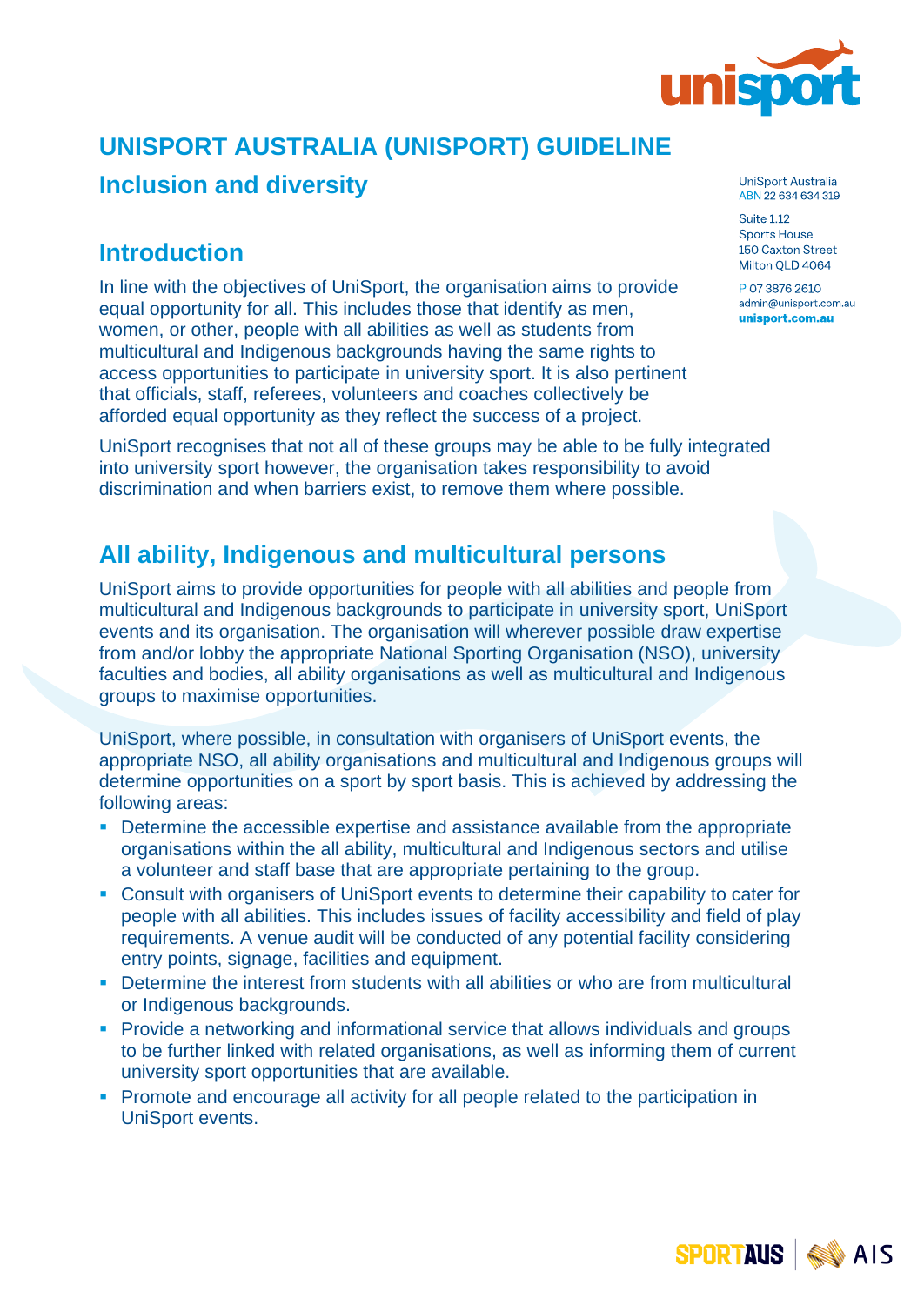# UNISPORT AUSTRALIA (UNISPORT) GUIDELINE

## Inclusion and diversity

UniSport Australia
ABN 22 634 634 319

Suite 1.12
Sports House
150 Caxton Street
Milton QLD 4064

P 07 3876 2610
admin@unisport.com.au
**unisport.com.au**

## Introduction

In line with the objectives of UniSport, the organisation aims to provide equal opportunity for all. This includes those that identify as men, women, or other, people with all abilities as well as students from multicultural and Indigenous backgrounds having the same rights to access opportunities to participate in university sport. It is also pertinent that officials, staff, referees, volunteers and coaches collectively be afforded equal opportunity as they reflect the success of a project.

UniSport recognises that not all of these groups may be able to be fully integrated into university sport however, the organisation takes responsibility to avoid discrimination and when barriers exist, to remove them where possible.

## All ability, Indigenous and multicultural persons

UniSport aims to provide opportunities for people with all abilities and people from multicultural and Indigenous backgrounds to participate in university sport, UniSport events and its organisation. The organisation will wherever possible draw expertise from and/or lobby the appropriate National Sporting Organisation (NSO), university faculties and bodies, all ability organisations as well as multicultural and Indigenous groups to maximise opportunities.

UniSport, where possible, in consultation with organisers of UniSport events, the appropriate NSO, all ability organisations and multicultural and Indigenous groups will determine opportunities on a sport by sport basis. This is achieved by addressing the following areas:

- Determine the accessible expertise and assistance available from the appropriate organisations within the all ability, multicultural and Indigenous sectors and utilise a volunteer and staff base that are appropriate pertaining to the group.
- Consult with organisers of UniSport events to determine their capability to cater for people with all abilities. This includes issues of facility accessibility and field of play requirements. A venue audit will be conducted of any potential facility considering entry points, signage, facilities and equipment.
- Determine the interest from students with all abilities or who are from multicultural or Indigenous backgrounds.
- Provide a networking and informational service that allows individuals and groups to be further linked with related organisations, as well as informing them of current university sport opportunities that are available.
- Promote and encourage all activity for all people related to the participation in UniSport events.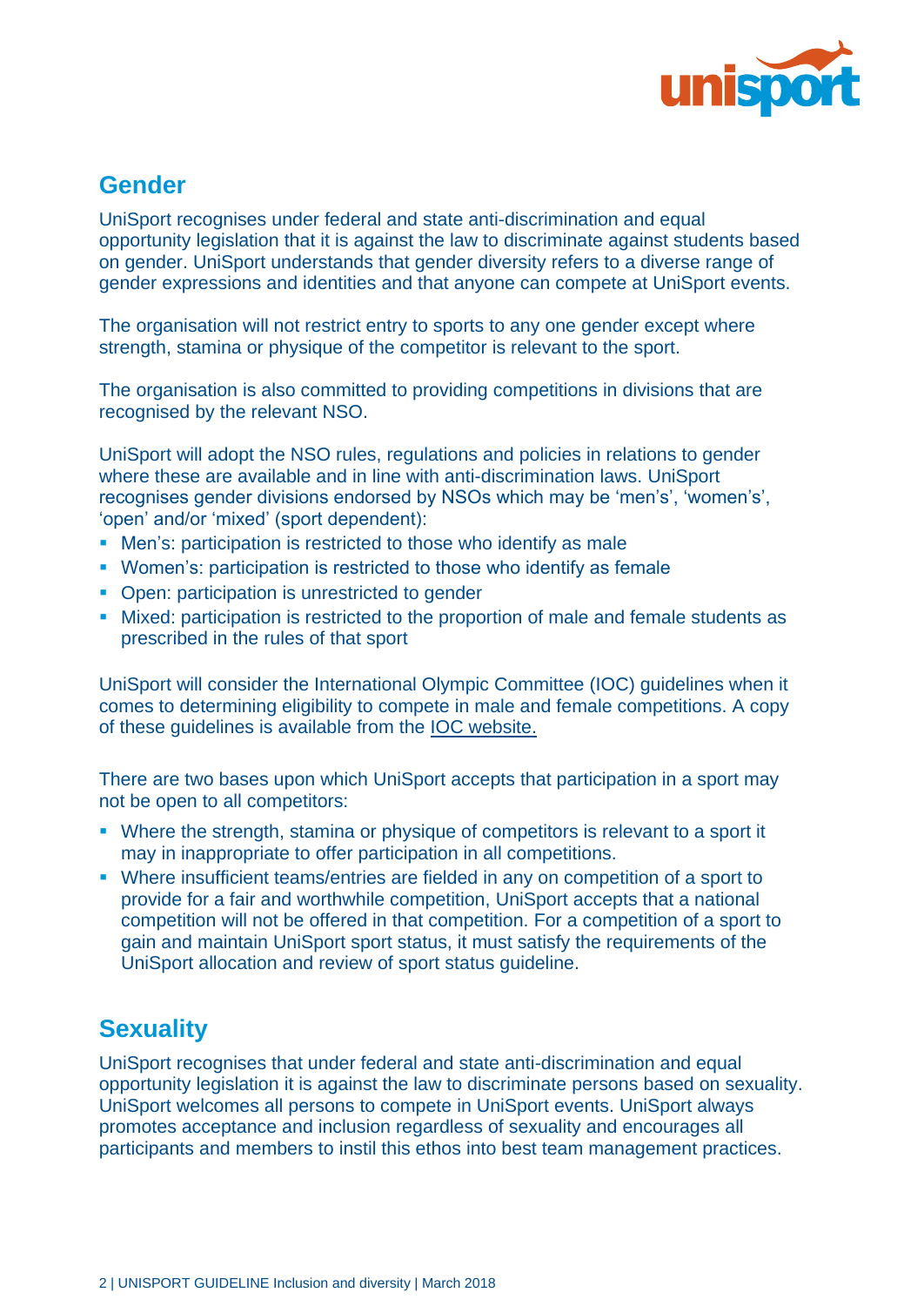## Gender

UniSport recognises under federal and state anti-discrimination and equal opportunity legislation that it is against the law to discriminate against students based on gender. UniSport understands that gender diversity refers to a diverse range of gender expressions and identities and that anyone can compete at UniSport events.

The organisation will not restrict entry to sports to any one gender except where strength, stamina or physique of the competitor is relevant to the sport.

The organisation is also committed to providing competitions in divisions that are recognised by the relevant NSO.

UniSport will adopt the NSO rules, regulations and policies in relations to gender where these are available and in line with anti-discrimination laws. UniSport recognises gender divisions endorsed by NSOs which may be 'men's', 'women's', 'open' and/or 'mixed' (sport dependent):

- Men's: participation is restricted to those who identify as male
- Women's: participation is restricted to those who identify as female
- Open: participation is unrestricted to gender
- Mixed: participation is restricted to the proportion of male and female students as prescribed in the rules of that sport

UniSport will consider the International Olympic Committee (IOC) guidelines when it comes to determining eligibility to compete in male and female competitions. A copy of these guidelines is available from the IOC website.

There are two bases upon which UniSport accepts that participation in a sport may not be open to all competitors:

- Where the strength, stamina or physique of competitors is relevant to a sport it may in inappropriate to offer participation in all competitions.
- Where insufficient teams/entries are fielded in any on competition of a sport to provide for a fair and worthwhile competition, UniSport accepts that a national competition will not be offered in that competition. For a competition of a sport to gain and maintain UniSport sport status, it must satisfy the requirements of the UniSport allocation and review of sport status guideline.

## Sexuality

UniSport recognises that under federal and state anti-discrimination and equal opportunity legislation it is against the law to discriminate persons based on sexuality. UniSport welcomes all persons to compete in UniSport events. UniSport always promotes acceptance and inclusion regardless of sexuality and encourages all participants and members to instil this ethos into best team management practices.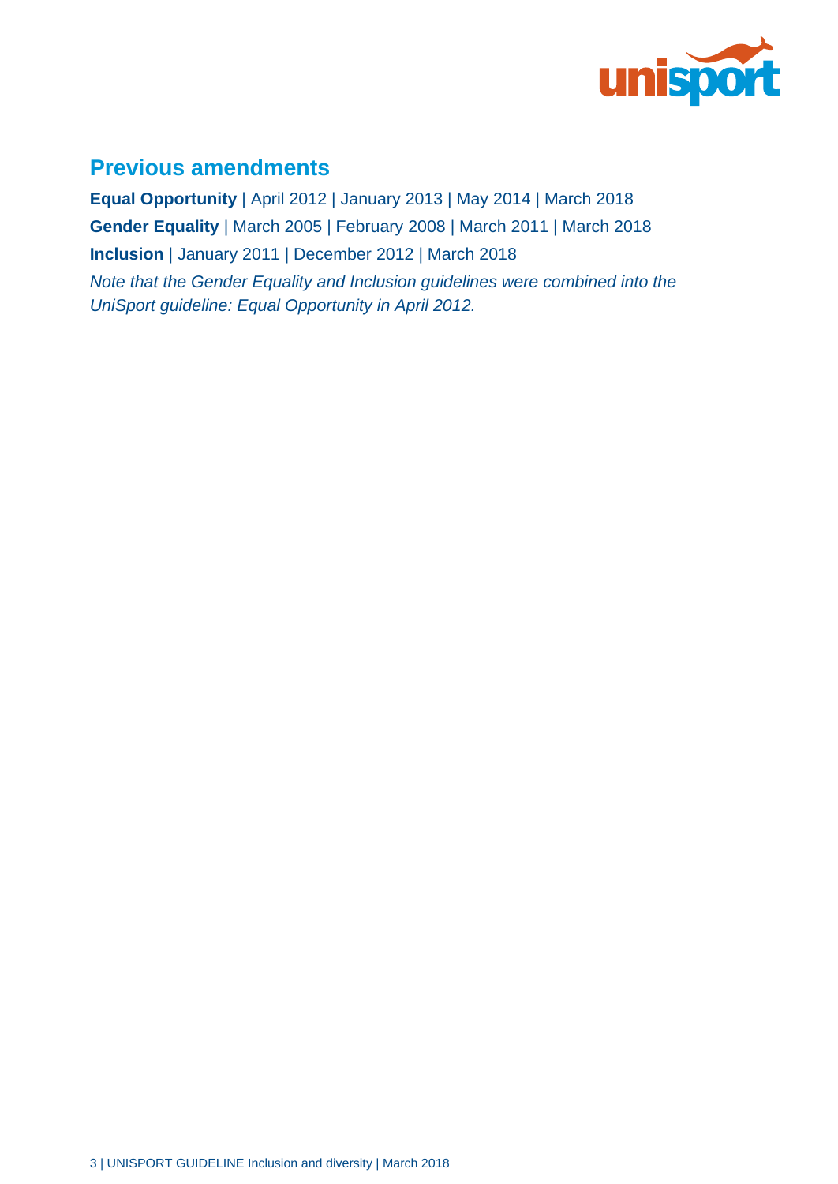## Previous amendments

**Equal Opportunity** | April 2012 | January 2013 | May 2014 | March 2018

**Gender Equality** | March 2005 | February 2008 | March 2011 | March 2018

**Inclusion** | January 2011 | December 2012 | March 2018

*Note that the Gender Equality and Inclusion guidelines were combined into the UniSport guideline: Equal Opportunity in April 2012.*